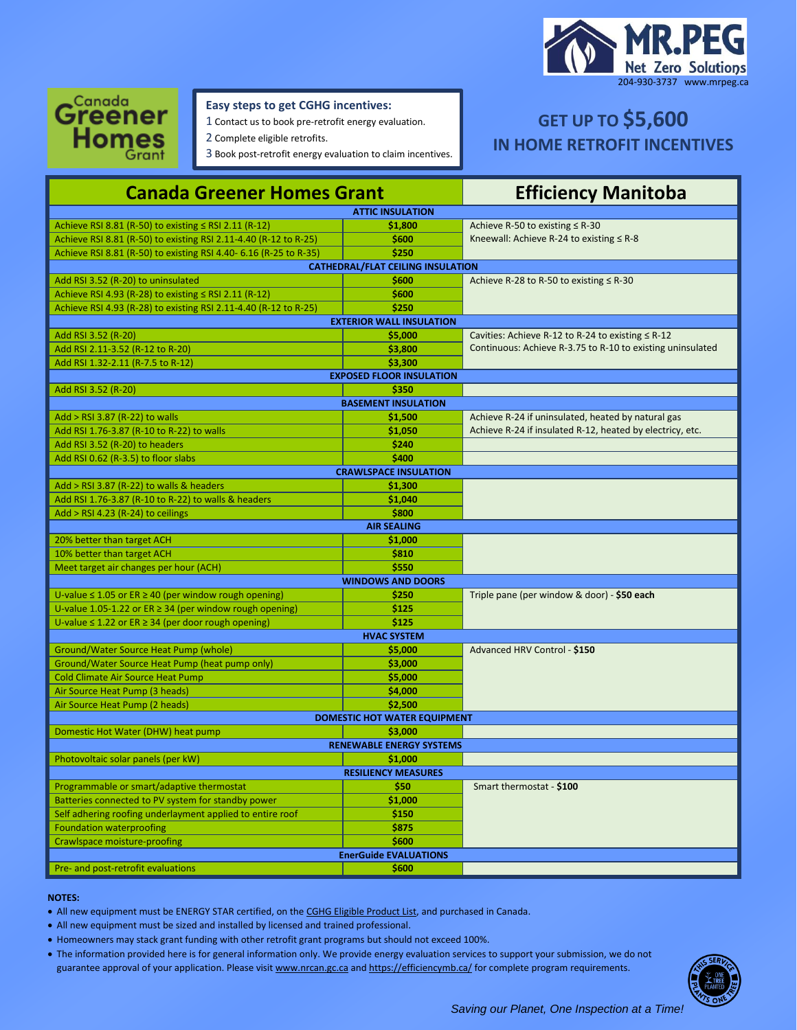# MR.PEG Net Zero Solutions

204-930-3737 www.mrpeg.ca

**Canada Greener Homes Grant**

**Easy steps to get CGHG incentives:**

1 Contact us to book pre-retrofit energy evaluation.
2 Complete eligible retrofits.
3 Book post-retrofit energy evaluation to claim incentives.

## GET UP TO $5,600 IN HOME RETROFIT INCENTIVES

| Canada Greener Homes Grant | | Efficiency Manitoba |
|---|---|---|
| **ATTIC INSULATION** | | |
| Achieve RSI 8.81 (R-50) to existing ≤ RSI 2.11 (R-12) | $1,800 | Achieve R-50 to existing ≤ R-30 |
| Achieve RSI 8.81 (R-50) to existing RSI 2.11-4.40 (R-12 to R-25) | $600 | Kneewall: Achieve R-24 to existing ≤ R-8 |
| Achieve RSI 8.81 (R-50) to existing RSI 4.40- 6.16 (R-25 to R-35) | $250 | |
| **CATHEDRAL/FLAT CEILING INSULATION** | | |
| Add RSI 3.52 (R-20) to uninsulated | $600 | Achieve R-28 to R-50 to existing ≤ R-30 |
| Achieve RSI 4.93 (R-28) to existing ≤ RSI 2.11 (R-12) | $600 | |
| Achieve RSI 4.93 (R-28) to existing RSI 2.11-4.40 (R-12 to R-25) | $250 | |
| **EXTERIOR WALL INSULATION** | | |
| Add RSI 3.52 (R-20) | $5,000 | Cavities: Achieve R-12 to R-24 to existing ≤ R-12 |
| Add RSI 2.11-3.52 (R-12 to R-20) | $3,800 | Continuous: Achieve R-3.75 to R-10 to existing uninsulated |
| Add RSI 1.32-2.11 (R-7.5 to R-12) | $3,300 | |
| **EXPOSED FLOOR INSULATION** | | |
| Add RSI 3.52 (R-20) | $350 | |
| **BASEMENT INSULATION** | | |
| Add > RSI 3.87 (R-22) to walls | $1,500 | Achieve R-24 if uninsulated, heated by natural gas |
| Add RSI 1.76-3.87 (R-10 to R-22) to walls | $1,050 | Achieve R-24 if insulated R-12, heated by electricity, etc. |
| Add RSI 3.52 (R-20) to headers | $240 | |
| Add RSI 0.62 (R-3.5) to floor slabs | $400 | |
| **CRAWLSPACE INSULATION** | | |
| Add > RSI 3.87 (R-22) to walls & headers | $1,300 | |
| Add RSI 1.76-3.87 (R-10 to R-22) to walls & headers | $1,040 | |
| Add > RSI 4.23 (R-24) to ceilings | $800 | |
| **AIR SEALING** | | |
| 20% better than target ACH | $1,000 | |
| 10% better than target ACH | $810 | |
| Meet target air changes per hour (ACH) | $550 | |
| **WINDOWS AND DOORS** | | |
| U-value ≤ 1.05 or ER ≥ 40 (per window rough opening) | $250 | Triple pane (per window & door) - **$50 each** |
| U-value 1.05-1.22 or ER ≥ 34 (per window rough opening) | $125 | |
| U-value ≤ 1.22 or ER ≥ 34 (per door rough opening) | $125 | |
| **HVAC SYSTEM** | | |
| Ground/Water Source Heat Pump (whole) | $5,000 | Advanced HRV Control - **$150** |
| Ground/Water Source Heat Pump (heat pump only) | $3,000 | |
| Cold Climate Air Source Heat Pump | $5,000 | |
| Air Source Heat Pump (3 heads) | $4,000 | |
| Air Source Heat Pump (2 heads) | $2,500 | |
| **DOMESTIC HOT WATER EQUIPMENT** | | |
| Domestic Hot Water (DHW) heat pump | $3,000 | |
| **RENEWABLE ENERGY SYSTEMS** | | |
| Photovoltaic solar panels (per kW) | $1,000 | |
| **RESILIENCY MEASURES** | | |
| Programmable or smart/adaptive thermostat | $50 | Smart thermostat - **$100** |
| Batteries connected to PV system for standby power | $1,000 | |
| Self adhering roofing underlayment applied to entire roof | $150 | |
| Foundation waterproofing | $875 | |
| Crawlspace moisture-proofing | $600 | |
| **EnerGuide EVALUATIONS** | | |
| Pre- and post-retrofit evaluations | $600 | |

**NOTES:**

- All new equipment must be ENERGY STAR certified, on the CGHG Eligible Product List, and purchased in Canada.
- All new equipment must be sized and installed by licensed and trained professional.
- Homeowners may stack grant funding with other retrofit grant programs but should not exceed 100%.
- The information provided here is for general information only. We provide energy evaluation services to support your submission, we do not guarantee approval of your application. Please visit www.nrcan.gc.ca and https://efficiencymb.ca/ for complete program requirements.

*Saving our Planet, One Inspection at a Time!*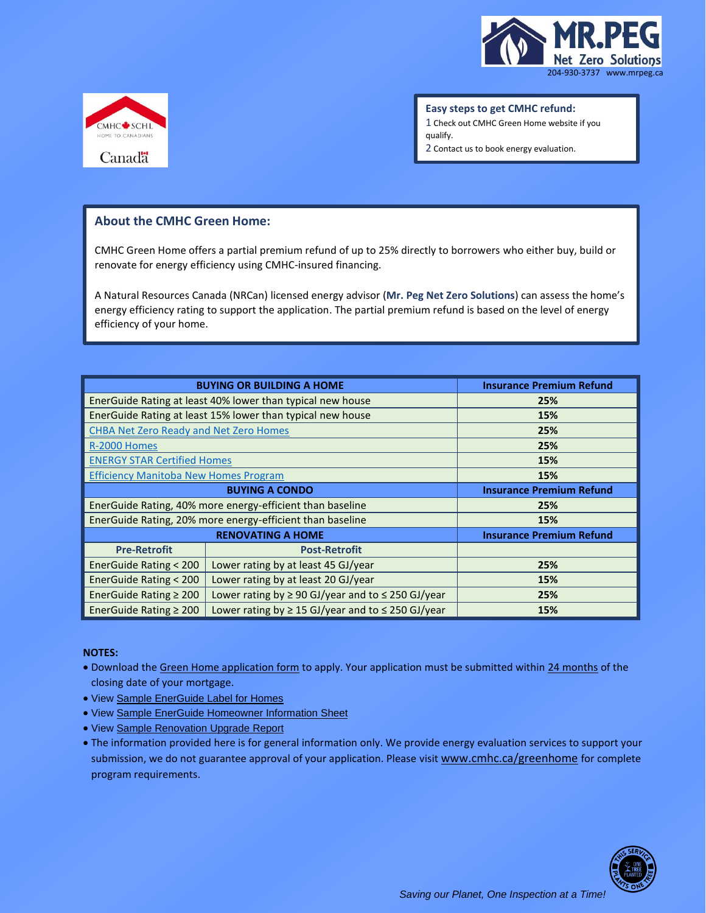MR.PEG Net Zero Solutions
204-930-3737 www.mrpeg.ca

CMHC SCHL
HOME TO CANADIANS
Canada

**Easy steps to get CMHC refund:**

1 Check out CMHC Green Home website if you qualify.

2 Contact us to book energy evaluation.

## About the CMHC Green Home:

CMHC Green Home offers a partial premium refund of up to 25% directly to borrowers who either buy, build or renovate for energy efficiency using CMHC-insured financing.

A Natural Resources Canada (NRCan) licensed energy advisor (**Mr. Peg Net Zero Solutions**) can assess the home's energy efficiency rating to support the application. The partial premium refund is based on the level of energy efficiency of your home.

| BUYING OR BUILDING A HOME | | Insurance Premium Refund |
|---|---|---|
| EnerGuide Rating at least 40% lower than typical new house | | 25% |
| EnerGuide Rating at least 15% lower than typical new house | | 15% |
| CHBA Net Zero Ready and Net Zero Homes | | 25% |
| R-2000 Homes | | 25% |
| ENERGY STAR Certified Homes | | 15% |
| Efficiency Manitoba New Homes Program | | 15% |
| **BUYING A CONDO** | | **Insurance Premium Refund** |
| EnerGuide Rating, 40% more energy-efficient than baseline | | 25% |
| EnerGuide Rating, 20% more energy-efficient than baseline | | 15% |
| **RENOVATING A HOME** | | **Insurance Premium Refund** |
| **Pre-Retrofit** | **Post-Retrofit** | |
| EnerGuide Rating < 200 | Lower rating by at least 45 GJ/year | 25% |
| EnerGuide Rating < 200 | Lower rating by at least 20 GJ/year | 15% |
| EnerGuide Rating ≥ 200 | Lower rating by ≥ 90 GJ/year and to ≤ 250 GJ/year | 25% |
| EnerGuide Rating ≥ 200 | Lower rating by ≥ 15 GJ/year and to ≤ 250 GJ/year | 15% |

**NOTES:**

- Download the Green Home application form to apply. Your application must be submitted within 24 months of the closing date of your mortgage.
- View Sample EnerGuide Label for Homes
- View Sample EnerGuide Homeowner Information Sheet
- View Sample Renovation Upgrade Report
- The information provided here is for general information only. We provide energy evaluation services to support your submission, we do not guarantee approval of your application. Please visit www.cmhc.ca/greenhome for complete program requirements.

*Saving our Planet, One Inspection at a Time!*